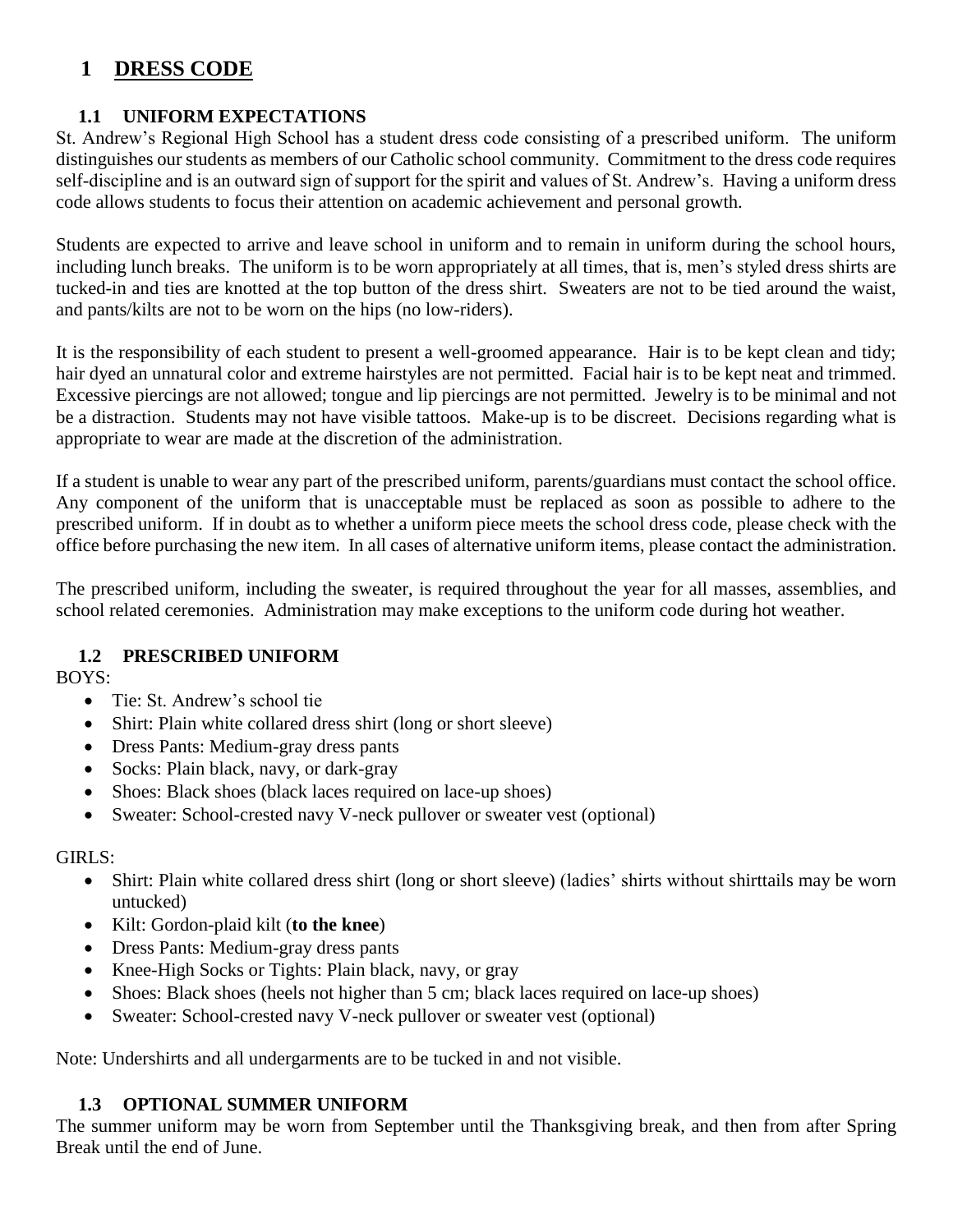# 1 DRESS CODE

## 1.1 UNIFORM EXPECTATIONS

St. Andrew's Regional High School has a student dress code consisting of a prescribed uniform. The uniform distinguishes our students as members of our Catholic school community. Commitment to the dress code requires self-discipline and is an outward sign of support for the spirit and values of St. Andrew's. Having a uniform dress code allows students to focus their attention on academic achievement and personal growth.

Students are expected to arrive and leave school in uniform and to remain in uniform during the school hours, including lunch breaks. The uniform is to be worn appropriately at all times, that is, men's styled dress shirts are tucked-in and ties are knotted at the top button of the dress shirt. Sweaters are not to be tied around the waist, and pants/kilts are not to be worn on the hips (no low-riders).

It is the responsibility of each student to present a well-groomed appearance. Hair is to be kept clean and tidy; hair dyed an unnatural color and extreme hairstyles are not permitted. Facial hair is to be kept neat and trimmed. Excessive piercings are not allowed; tongue and lip piercings are not permitted. Jewelry is to be minimal and not be a distraction. Students may not have visible tattoos. Make-up is to be discreet. Decisions regarding what is appropriate to wear are made at the discretion of the administration.

If a student is unable to wear any part of the prescribed uniform, parents/guardians must contact the school office. Any component of the uniform that is unacceptable must be replaced as soon as possible to adhere to the prescribed uniform. If in doubt as to whether a uniform piece meets the school dress code, please check with the office before purchasing the new item. In all cases of alternative uniform items, please contact the administration.

The prescribed uniform, including the sweater, is required throughout the year for all masses, assemblies, and school related ceremonies. Administration may make exceptions to the uniform code during hot weather.

## 1.2 PRESCRIBED UNIFORM

BOYS:

- Tie: St. Andrew's school tie
- Shirt: Plain white collared dress shirt (long or short sleeve)
- Dress Pants: Medium-gray dress pants
- Socks: Plain black, navy, or dark-gray
- Shoes: Black shoes (black laces required on lace-up shoes)
- Sweater: School-crested navy V-neck pullover or sweater vest (optional)

GIRLS:

- Shirt: Plain white collared dress shirt (long or short sleeve) (ladies' shirts without shirttails may be worn untucked)
- Kilt: Gordon-plaid kilt (**to the knee**)
- Dress Pants: Medium-gray dress pants
- Knee-High Socks or Tights: Plain black, navy, or gray
- Shoes: Black shoes (heels not higher than 5 cm; black laces required on lace-up shoes)
- Sweater: School-crested navy V-neck pullover or sweater vest (optional)

Note: Undershirts and all undergarments are to be tucked in and not visible.

## 1.3 OPTIONAL SUMMER UNIFORM

The summer uniform may be worn from September until the Thanksgiving break, and then from after Spring Break until the end of June.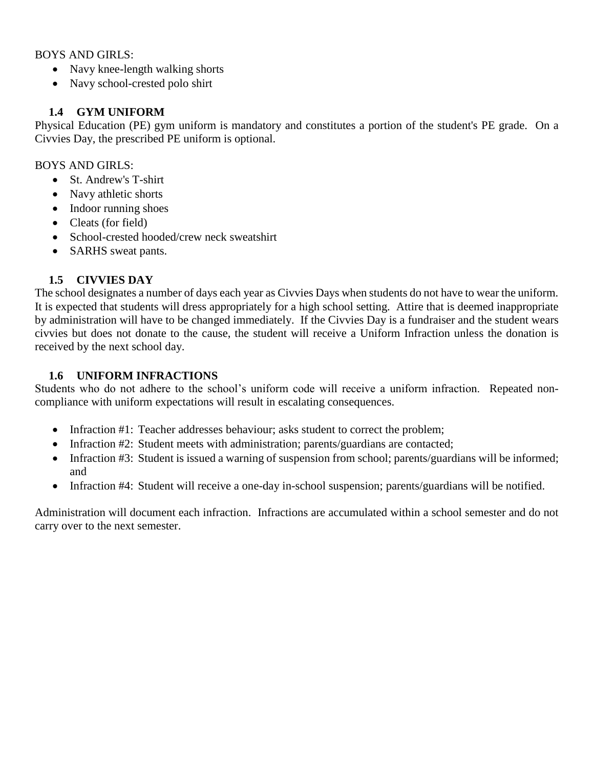BOYS AND GIRLS:

- Navy knee-length walking shorts
- Navy school-crested polo shirt

### 1.4 GYM UNIFORM

Physical Education (PE) gym uniform is mandatory and constitutes a portion of the student's PE grade. On a Civvies Day, the prescribed PE uniform is optional.

BOYS AND GIRLS:

- St. Andrew's T-shirt
- Navy athletic shorts
- Indoor running shoes
- Cleats (for field)
- School-crested hooded/crew neck sweatshirt
- SARHS sweat pants.

### 1.5 CIVVIES DAY

The school designates a number of days each year as Civvies Days when students do not have to wear the uniform. It is expected that students will dress appropriately for a high school setting. Attire that is deemed inappropriate by administration will have to be changed immediately. If the Civvies Day is a fundraiser and the student wears civvies but does not donate to the cause, the student will receive a Uniform Infraction unless the donation is received by the next school day.

### 1.6 UNIFORM INFRACTIONS

Students who do not adhere to the school's uniform code will receive a uniform infraction. Repeated non-compliance with uniform expectations will result in escalating consequences.

- Infraction #1: Teacher addresses behaviour; asks student to correct the problem;
- Infraction #2: Student meets with administration; parents/guardians are contacted;
- Infraction #3: Student is issued a warning of suspension from school; parents/guardians will be informed; and
- Infraction #4: Student will receive a one-day in-school suspension; parents/guardians will be notified.

Administration will document each infraction. Infractions are accumulated within a school semester and do not carry over to the next semester.